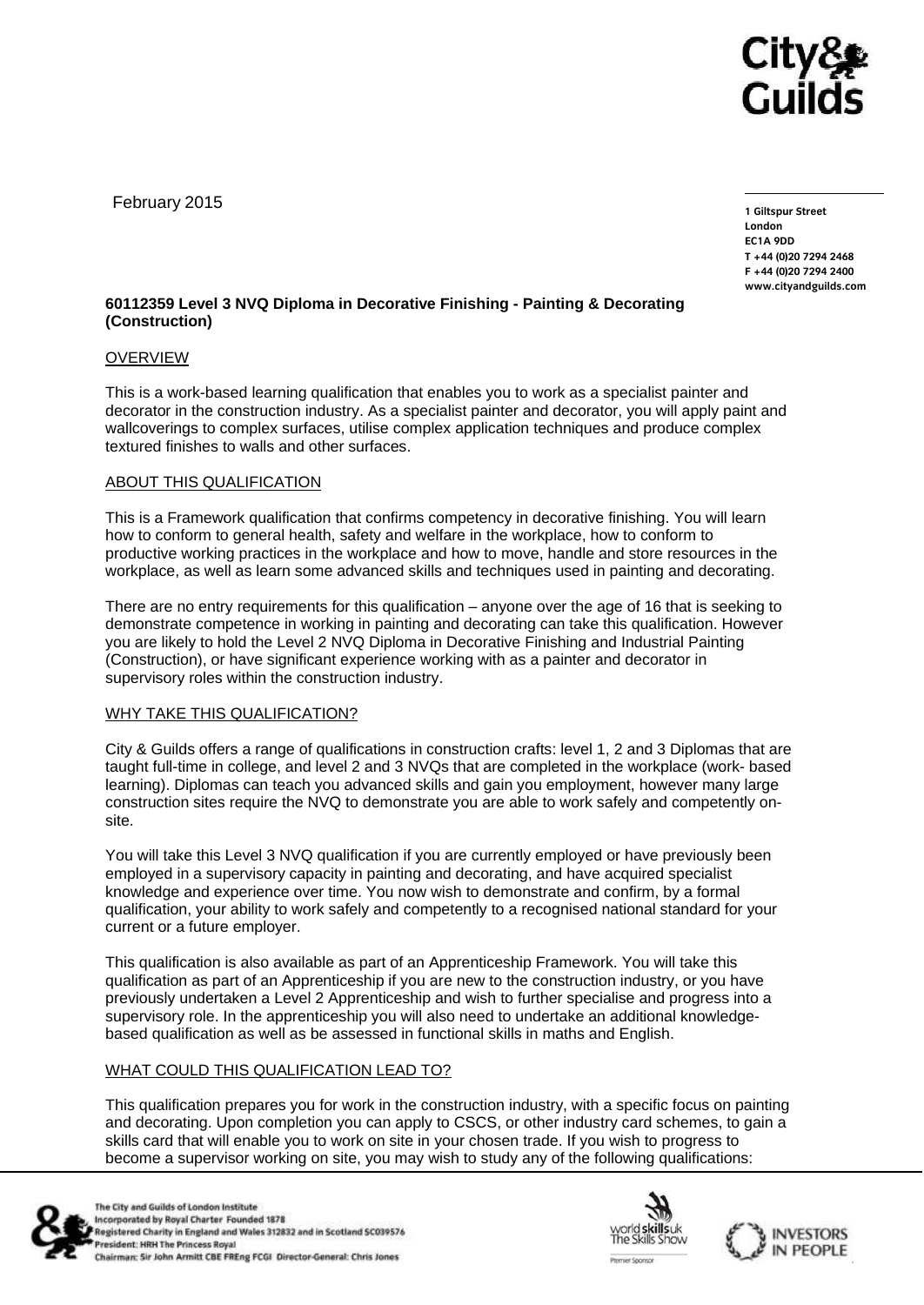February 2015

1 Giltspur Street
London
EC1A 9DD
T +44 (0)20 7294 2468
F +44 (0)20 7294 2400
www.cityandguilds.com

**60112359 Level 3 NVQ Diploma in Decorative Finishing - Painting & Decorating (Construction)**

## OVERVIEW

This is a work-based learning qualification that enables you to work as a specialist painter and decorator in the construction industry. As a specialist painter and decorator, you will apply paint and wallcoverings to complex surfaces, utilise complex application techniques and produce complex textured finishes to walls and other surfaces.

## ABOUT THIS QUALIFICATION

This is a Framework qualification that confirms competency in decorative finishing. You will learn how to conform to general health, safety and welfare in the workplace, how to conform to productive working practices in the workplace and how to move, handle and store resources in the workplace, as well as learn some advanced skills and techniques used in painting and decorating.

There are no entry requirements for this qualification – anyone over the age of 16 that is seeking to demonstrate competence in working in painting and decorating can take this qualification. However you are likely to hold the Level 2 NVQ Diploma in Decorative Finishing and Industrial Painting (Construction), or have significant experience working with as a painter and decorator in supervisory roles within the construction industry.

## WHY TAKE THIS QUALIFICATION?

City & Guilds offers a range of qualifications in construction crafts: level 1, 2 and 3 Diplomas that are taught full-time in college, and level 2 and 3 NVQs that are completed in the workplace (work- based learning). Diplomas can teach you advanced skills and gain you employment, however many large construction sites require the NVQ to demonstrate you are able to work safely and competently on-site.

You will take this Level 3 NVQ qualification if you are currently employed or have previously been employed in a supervisory capacity in painting and decorating, and have acquired specialist knowledge and experience over time. You now wish to demonstrate and confirm, by a formal qualification, your ability to work safely and competently to a recognised national standard for your current or a future employer.

This qualification is also available as part of an Apprenticeship Framework. You will take this qualification as part of an Apprenticeship if you are new to the construction industry, or you have previously undertaken a Level 2 Apprenticeship and wish to further specialise and progress into a supervisory role. In the apprenticeship you will also need to undertake an additional knowledge-based qualification as well as be assessed in functional skills in maths and English.

## WHAT COULD THIS QUALIFICATION LEAD TO?

This qualification prepares you for work in the construction industry, with a specific focus on painting and decorating. Upon completion you can apply to CSCS, or other industry card schemes, to gain a skills card that will enable you to work on site in your chosen trade. If you wish to progress to become a supervisor working on site, you may wish to study any of the following qualifications:

The City and Guilds of London Institute
Incorporated by Royal Charter Founded 1878
Registered Charity in England and Wales 312832 and in Scotland SC039576
President: HRH The Princess Royal
Chairman: Sir John Armitt CBE FREng FCGI Director-General: Chris Jones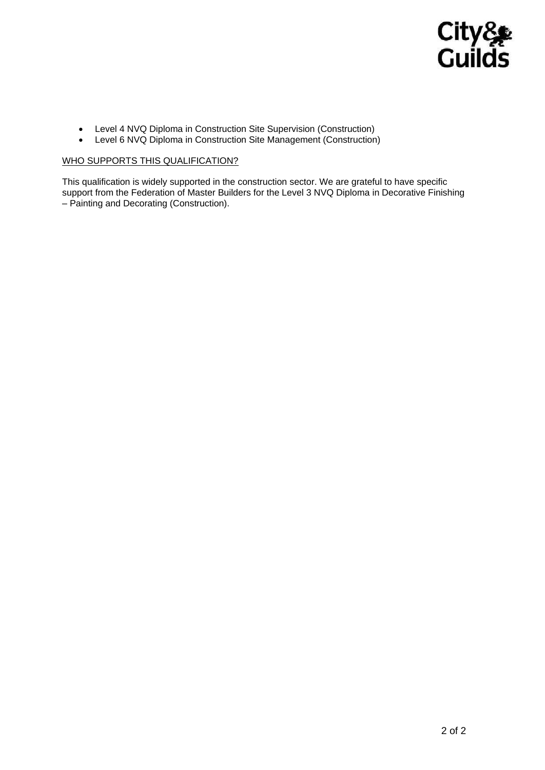- Level 4 NVQ Diploma in Construction Site Supervision (Construction)
- Level 6 NVQ Diploma in Construction Site Management (Construction)

WHO SUPPORTS THIS QUALIFICATION?

This qualification is widely supported in the construction sector. We are grateful to have specific support from the Federation of Master Builders for the Level 3 NVQ Diploma in Decorative Finishing – Painting and Decorating (Construction).